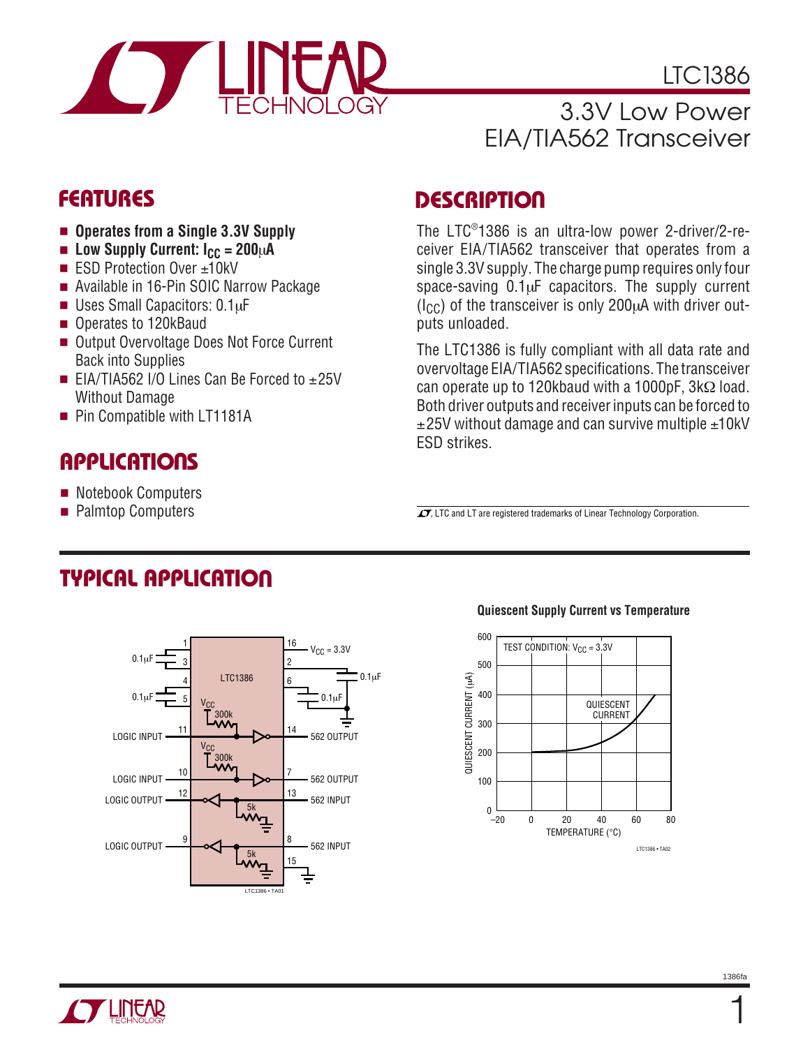# LTC1386

## 3.3V Low Power EIA/TIA562 Transceiver

## FEATURES

- **Operates from a Single 3.3V Supply**
- **Low Supply Current: $I_{CC}$ = 200μA**
- ESD Protection Over ±10kV
- Available in 16-Pin SOIC Narrow Package
- Uses Small Capacitors: 0.1μF
- Operates to 120kBaud
- Output Overvoltage Does Not Force Current Back into Supplies
- EIA/TIA562 I/O Lines Can Be Forced to ±25V Without Damage
- Pin Compatible with LT1181A

## APPLICATIONS

- Notebook Computers
- Palmtop Computers

## DESCRIPTION

The LTC®1386 is an ultra-low power 2-driver/2-receiver EIA/TIA562 transceiver that operates from a single 3.3V supply. The charge pump requires only four space-saving 0.1μF capacitors. The supply current ($I_{CC}$) of the transceiver is only 200μA with driver outputs unloaded.

The LTC1386 is fully compliant with all data rate and overvoltage EIA/TIA562 specifications. The transceiver can operate up to 120kbaud with a 1000pF, 3kΩ load. Both driver outputs and receiver inputs can be forced to ±25V without damage and can survive multiple ±10kV ESD strikes.

LTC and LT are registered trademarks of Linear Technology Corporation.

## TYPICAL APPLICATION

LTC1386 • TA01

**Quiescent Supply Current vs Temperature**

LTC1386 • TA02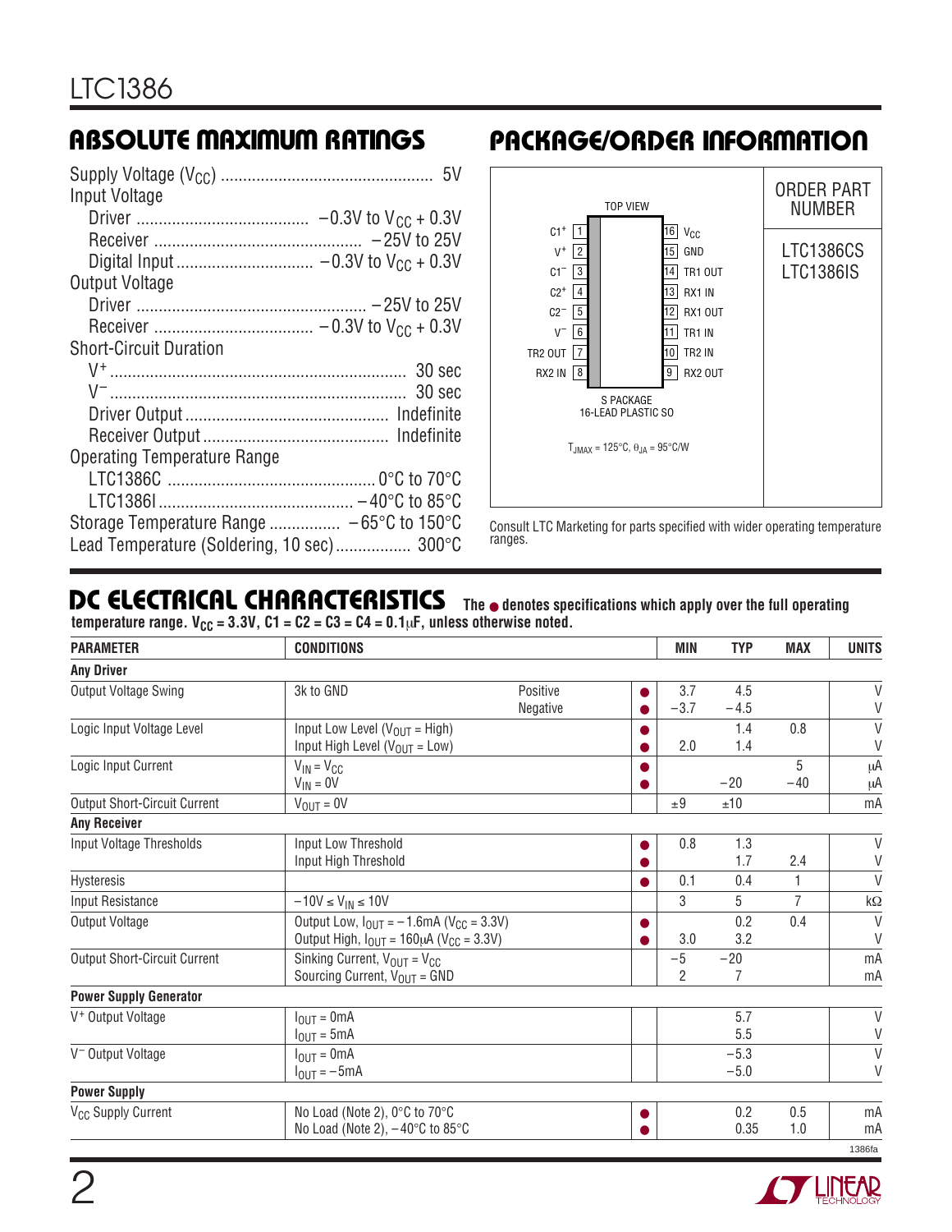## ABSOLUTE MAXIMUM RATINGS

Supply Voltage ($V_{CC}$) ................................................ 5V

Input Voltage

- Driver ....................................... −0.3V to $V_{CC}$ + 0.3V
- Receiver ............................................... −25V to 25V
- Digital Input ............................... −0.3V to $V_{CC}$ + 0.3V

Output Voltage

- Driver ................................................... −25V to 25V
- Receiver ................................... −0.3V to $V_{CC}$ + 0.3V

Short-Circuit Duration

- $V^+$ .................................................................. 30 sec
- $V^-$ .................................................................. 30 sec
- Driver Output ............................................. Indefinite
- Receiver Output .......................................... Indefinite

Operating Temperature Range

- LTC1386C ............................................... 0°C to 70°C
- LTC1386I ............................................ −40°C to 85°C

Storage Temperature Range ................ −65°C to 150°C

Lead Temperature (Soldering, 10 sec) ................. 300°C

## PACKAGE/ORDER INFORMATION

TOP VIEW

| Pin | Name | Pin | Name |
|---|---|---|---|
| 1 | $C1^+$ | 16 | $V_{CC}$ |
| 2 | $V^+$ | 15 | GND |
| 3 | $C1^-$ | 14 | TR1 OUT |
| 4 | $C2^+$ | 13 | RX1 IN |
| 5 | $C2^-$ | 12 | RX1 OUT |
| 6 | $V^-$ | 11 | TR1 IN |
| 7 | TR2 OUT | 10 | TR2 IN |
| 8 | RX2 IN | 9 | RX2 OUT |

S PACKAGE
16-LEAD PLASTIC SO

$T_{JMAX} = 125°C$, $\theta_{JA} = 95°C/W$

| ORDER PART NUMBER |
|---|
| LTC1386CS |
| LTC1386IS |

Consult LTC Marketing for parts specified with wider operating temperature ranges.

## DC ELECTRICAL CHARACTERISTICS

**The ● denotes specifications which apply over the full operating temperature range. $V_{CC}$ = 3.3V, C1 = C2 = C3 = C4 = 0.1μF, unless otherwise noted.**

| PARAMETER | CONDITIONS | | | MIN | TYP | MAX | UNITS |
|---|---|---|---|---|---|---|---|
| **Any Driver** | | | | | | | |
| Output Voltage Swing | 3k to GND | Positive | ● | 3.7 | 4.5 | | V |
| | | Negative | ● | −3.7 | −4.5 | | V |
| Logic Input Voltage Level | Input Low Level ($V_{OUT}$ = High) | | ● | | 1.4 | 0.8 | V |
| | Input High Level ($V_{OUT}$ = Low) | | ● | 2.0 | 1.4 | | V |
| Logic Input Current | $V_{IN} = V_{CC}$ | | ● | | | 5 | μA |
| | $V_{IN}$ = 0V | | ● | | −20 | −40 | μA |
| Output Short-Circuit Current | $V_{OUT}$ = 0V | | | ±9 | ±10 | | mA |
| **Any Receiver** | | | | | | | |
| Input Voltage Thresholds | Input Low Threshold | | ● | 0.8 | 1.3 | | V |
| | Input High Threshold | | ● | | 1.7 | 2.4 | V |
| Hysteresis | | | ● | 0.1 | 0.4 | 1 | V |
| Input Resistance | $-10V \le V_{IN} \le 10V$ | | | 3 | 5 | 7 | kΩ |
| Output Voltage | Output Low, $I_{OUT}$ = −1.6mA ($V_{CC}$ = 3.3V) | | ● | | 0.2 | 0.4 | V |
| | Output High, $I_{OUT}$ = 160μA ($V_{CC}$ = 3.3V) | | ● | 3.0 | 3.2 | | V |
| Output Short-Circuit Current | Sinking Current, $V_{OUT} = V_{CC}$ | | | −5 | −20 | | mA |
| | Sourcing Current, $V_{OUT}$ = GND | | | 2 | 7 | | mA |
| **Power Supply Generator** | | | | | | | |
| $V^+$ Output Voltage | $I_{OUT}$ = 0mA | | | | 5.7 | | V |
| | $I_{OUT}$ = 5mA | | | | 5.5 | | V |
| $V^-$ Output Voltage | $I_{OUT}$ = 0mA | | | | −5.3 | | V |
| | $I_{OUT}$ = −5mA | | | | −5.0 | | V |
| **Power Supply** | | | | | | | |
| $V_{CC}$ Supply Current | No Load (Note 2), 0°C to 70°C | | ● | | 0.2 | 0.5 | mA |
| | No Load (Note 2), −40°C to 85°C | | ● | | 0.35 | 1.0 | mA |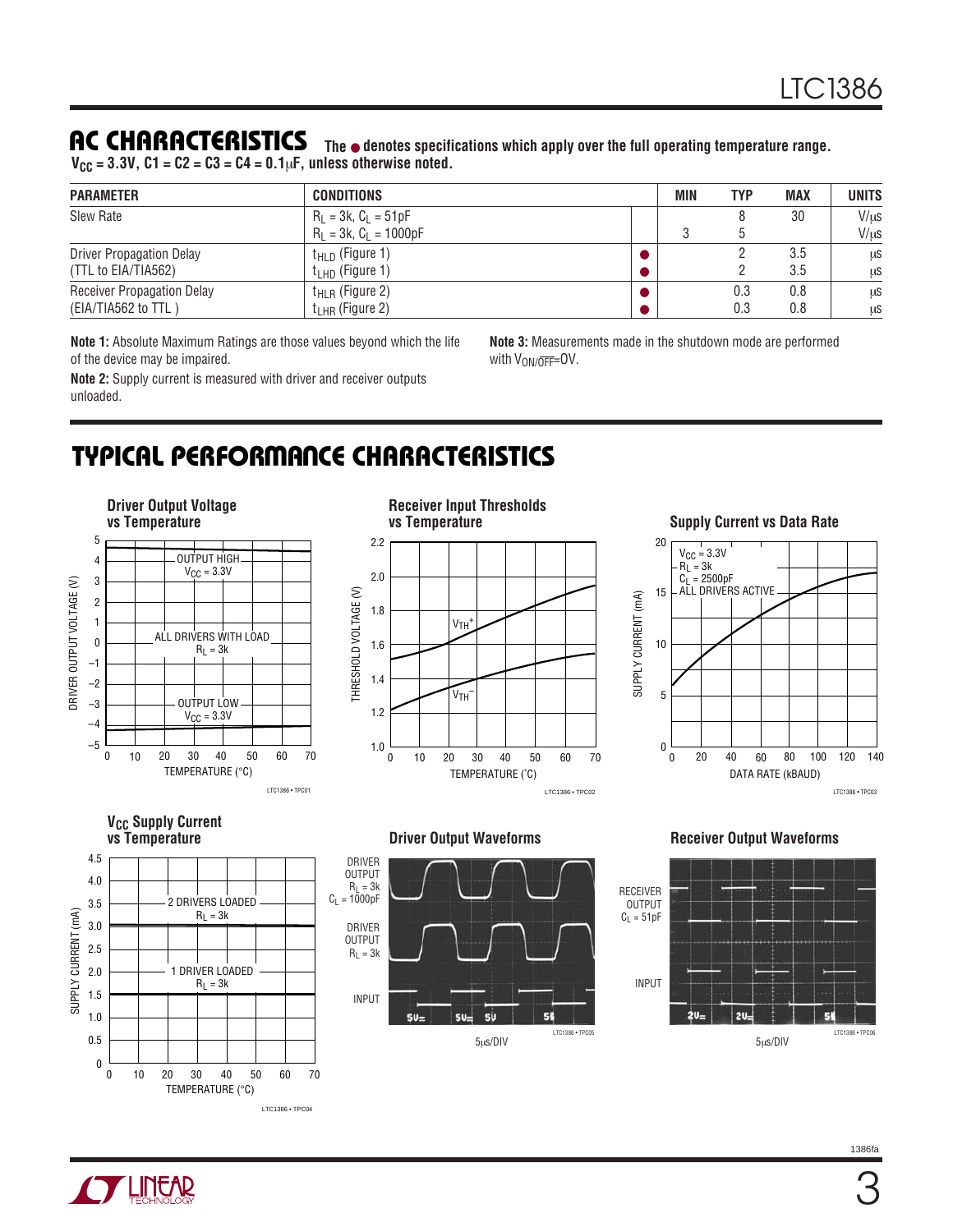## AC CHARACTERISTICS

The ● denotes specifications which apply over the full operating temperature range. $V_{CC}$ = 3.3V, C1 = C2 = C3 = C4 = 0.1μF, unless otherwise noted.

| PARAMETER | CONDITIONS | | MIN | TYP | MAX | UNITS |
|---|---|---|---|---|---|---|
| Slew Rate | $R_L$ = 3k, $C_L$ = 51pF | | | 8 | 30 | V/μs |
| | $R_L$ = 3k, $C_L$ = 1000pF | | 3 | 5 | | V/μs |
| Driver Propagation Delay (TTL to EIA/TIA562) | $t_{HLD}$ (Figure 1) | ● | | 2 | 3.5 | μs |
| | $t_{LHD}$ (Figure 1) | ● | | 2 | 3.5 | μs |
| Receiver Propagation Delay (EIA/TIA562 to TTL ) | $t_{HLR}$ (Figure 2) | ● | | 0.3 | 0.8 | μs |
| | $t_{LHR}$ (Figure 2) | ● | | 0.3 | 0.8 | μs |

**Note 1:** Absolute Maximum Ratings are those values beyond which the life of the device may be impaired.

**Note 2:** Supply current is measured with driver and receiver outputs unloaded.

**Note 3:** Measurements made in the shutdown mode are performed with $V_{ON/\overline{OFF}}$=0V.

## TYPICAL PERFORMANCE CHARACTERISTICS

**Driver Output Voltage vs Temperature**

**Receiver Input Thresholds vs Temperature**

**Supply Current vs Data Rate**

**$V_{CC}$ Supply Current vs Temperature**

**Driver Output Waveforms**

**Receiver Output Waveforms**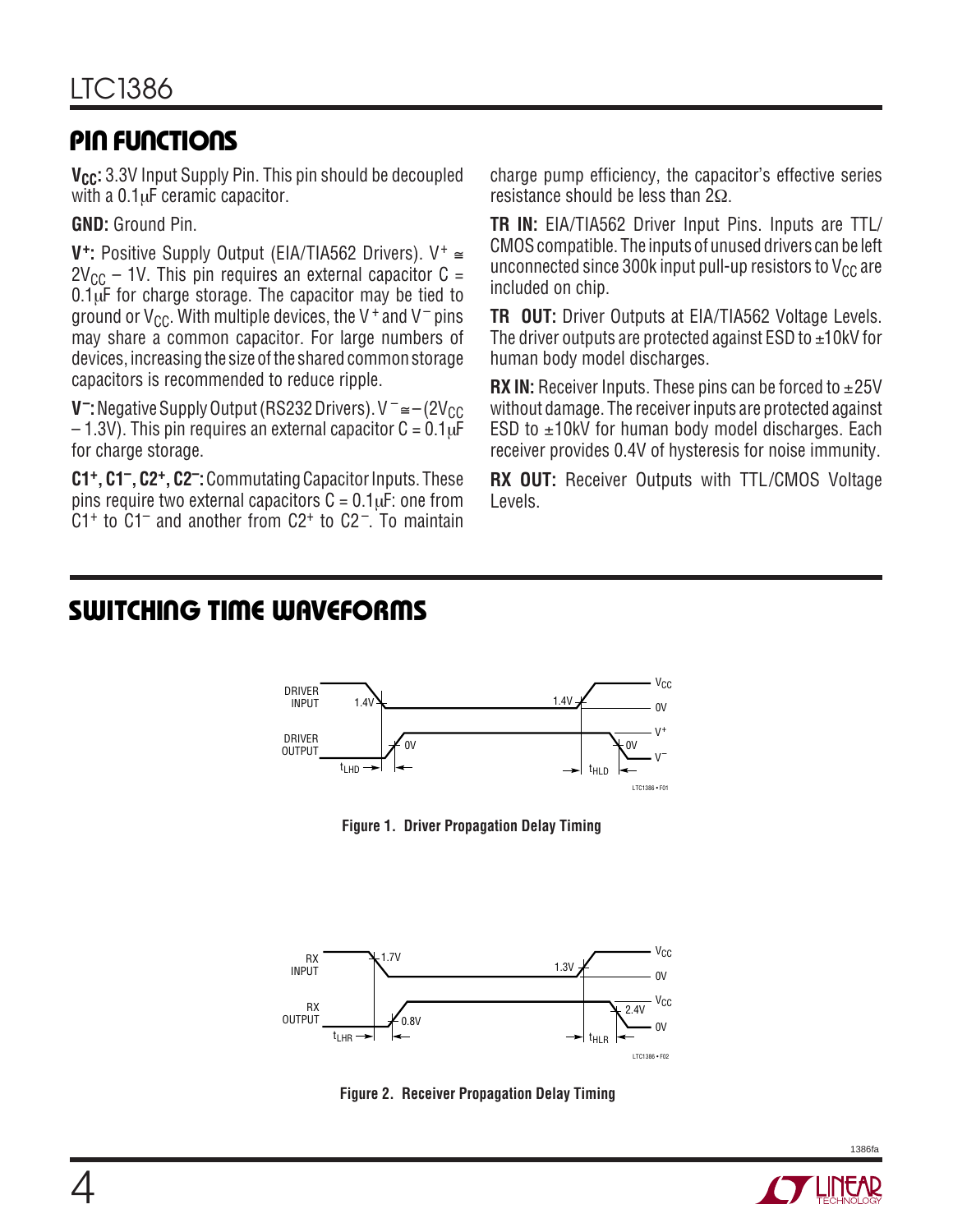## PIN FUNCTIONS

**$V_{CC}$:** 3.3V Input Supply Pin. This pin should be decoupled with a 0.1μF ceramic capacitor.

**GND:** Ground Pin.

**$V^+$:** Positive Supply Output (EIA/TIA562 Drivers). $V^+ \cong 2V_{CC} - 1V$. This pin requires an external capacitor C = 0.1μF for charge storage. The capacitor may be tied to ground or $V_{CC}$. With multiple devices, the $V^+$ and $V^-$ pins may share a common capacitor. For large numbers of devices, increasing the size of the shared common storage capacitors is recommended to reduce ripple.

**$V^-$:** Negative Supply Output (RS232 Drivers). $V^- \cong -(2V_{CC} - 1.3V)$. This pin requires an external capacitor C = 0.1μF for charge storage.

**$C1^+$, $C1^-$, $C2^+$, $C2^-$:** Commutating Capacitor Inputs. These pins require two external capacitors C = 0.1μF: one from $C1^+$ to $C1^-$ and another from $C2^+$ to $C2^-$. To maintain charge pump efficiency, the capacitor's effective series resistance should be less than 2Ω.

**TR IN:** EIA/TIA562 Driver Input Pins. Inputs are TTL/CMOS compatible. The inputs of unused drivers can be left unconnected since 300k input pull-up resistors to $V_{CC}$ are included on chip.

**TR OUT:** Driver Outputs at EIA/TIA562 Voltage Levels. The driver outputs are protected against ESD to ±10kV for human body model discharges.

**RX IN:** Receiver Inputs. These pins can be forced to ±25V without damage. The receiver inputs are protected against ESD to ±10kV for human body model discharges. Each receiver provides 0.4V of hysteresis for noise immunity.

**RX OUT:** Receiver Outputs with TTL/CMOS Voltage Levels.

## SWITCHING TIME WAVEFORMS

**Figure 1. Driver Propagation Delay Timing**

**Figure 2. Receiver Propagation Delay Timing**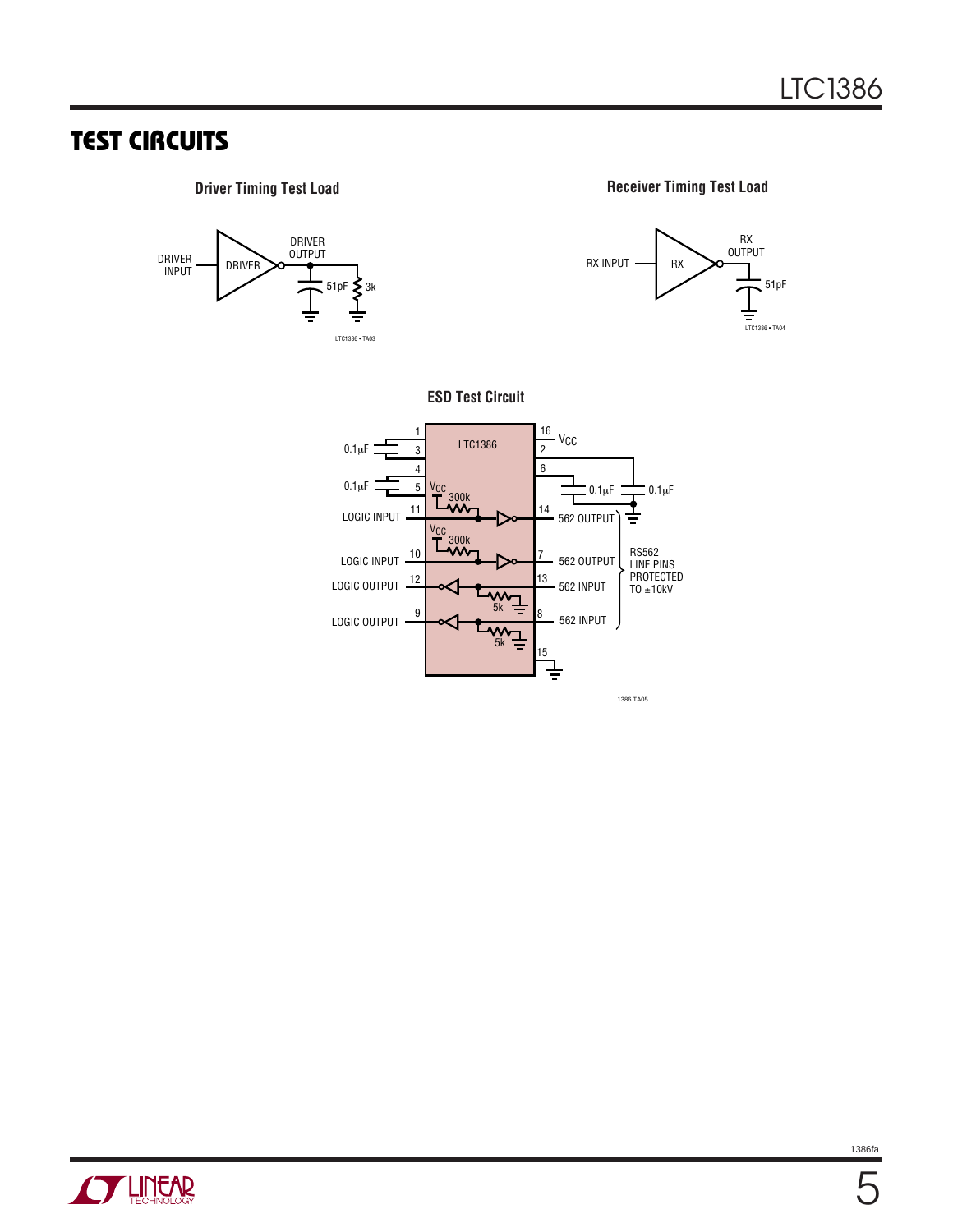## TEST CIRCUITS

**Driver Timing Test Load**

DRIVER INPUT — DRIVER — DRIVER OUTPUT — 51pF, 3k

LTC1386 • TA03

**Receiver Timing Test Load**

RX INPUT — RX — RX OUTPUT — 51pF

LTC1386 • TA04

**ESD Test Circuit**

LTC1386

Pins: 1, 3 — 0.1µF; 4, 5 — 0.1µF; 16 $V_{CC}$; 2; 6 — 0.1µF, 0.1µF

LOGIC INPUT 11 — $V_{CC}$ 300k — 14 562 OUTPUT

LOGIC INPUT 10 — $V_{CC}$ 300k — 7 562 OUTPUT

LOGIC OUTPUT 12 — 5k — 13 562 INPUT

LOGIC OUTPUT 9 — 5k — 8 562 INPUT

15 — ground

RS562 LINE PINS PROTECTED TO ±10kV

1386 TA05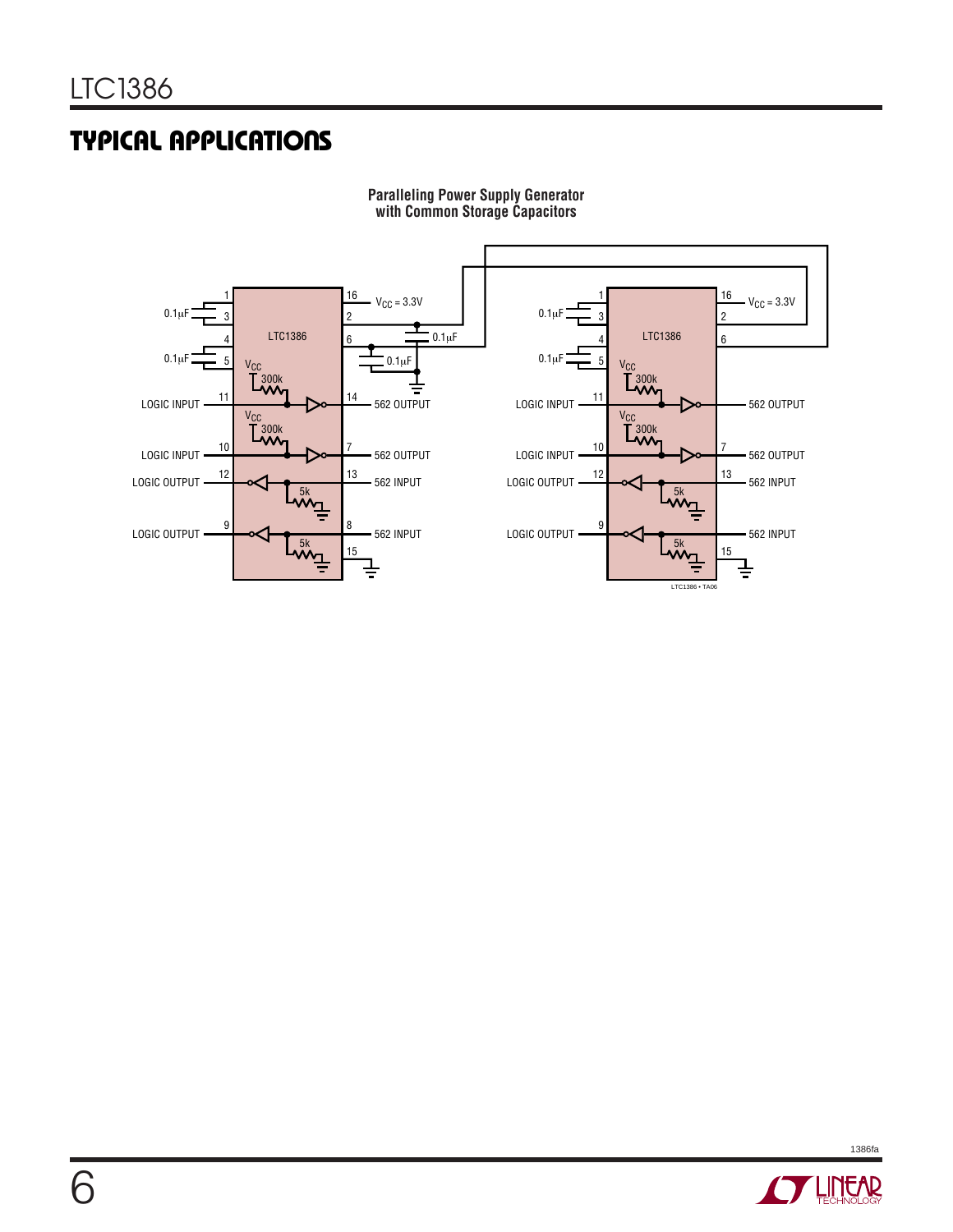## TYPICAL APPLICATIONS

**Paralleling Power Supply Generator with Common Storage Capacitors**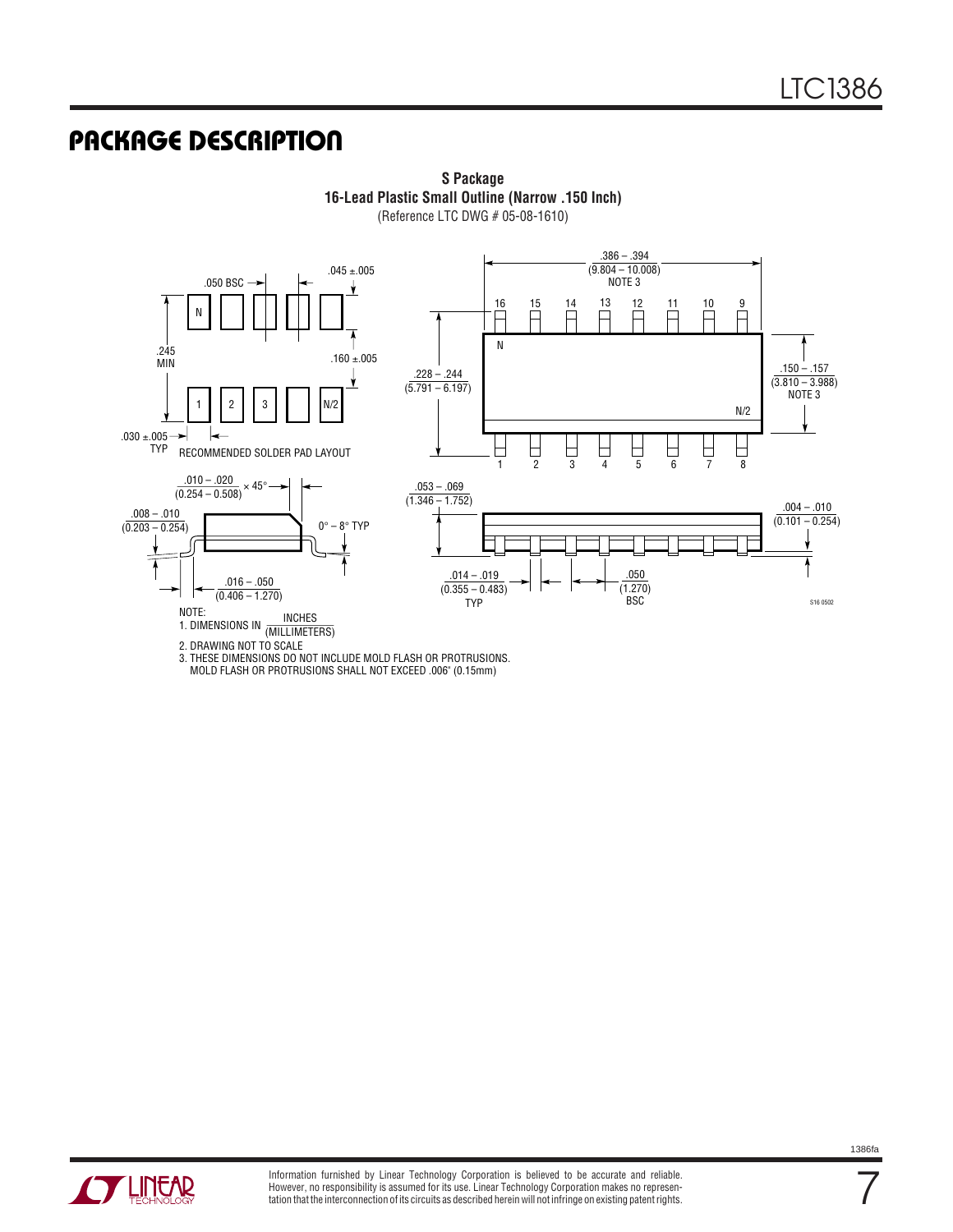## PACKAGE DESCRIPTION

**S Package**
**16-Lead Plastic Small Outline (Narrow .150 Inch)**
(Reference LTC DWG # 05-08-1610)

.386 – .394 (9.804 – 10.008) NOTE 3

16 15 14 13 12 11 10 9

N

N/2

1 2 3 4 5 6 7 8

.228 – .244 (5.791 – 6.197)

.150 – .157 (3.810 – 3.988) NOTE 3

.050 BSC

.045 ±.005

.245 MIN

.160 ±.005

.030 ±.005 TYP

RECOMMENDED SOLDER PAD LAYOUT

.010 – .020 (0.254 – 0.508) × 45°

.008 – .010 (0.203 – 0.254)

0° – 8° TYP

.016 – .050 (0.406 – 1.270)

.053 – .069 (1.346 – 1.752)

.004 – .010 (0.101 – 0.254)

.014 – .019 (0.355 – 0.483) TYP

.050 (1.270) BSC

S16 0502

NOTE:
1. DIMENSIONS IN INCHES (MILLIMETERS)
2. DRAWING NOT TO SCALE
3. THESE DIMENSIONS DO NOT INCLUDE MOLD FLASH OR PROTRUSIONS. MOLD FLASH OR PROTRUSIONS SHALL NOT EXCEED .006" (0.15mm)

Information furnished by Linear Technology Corporation is believed to be accurate and reliable. However, no responsibility is assumed for its use. Linear Technology Corporation makes no representation that the interconnection of its circuits as described herein will not infringe on existing patent rights.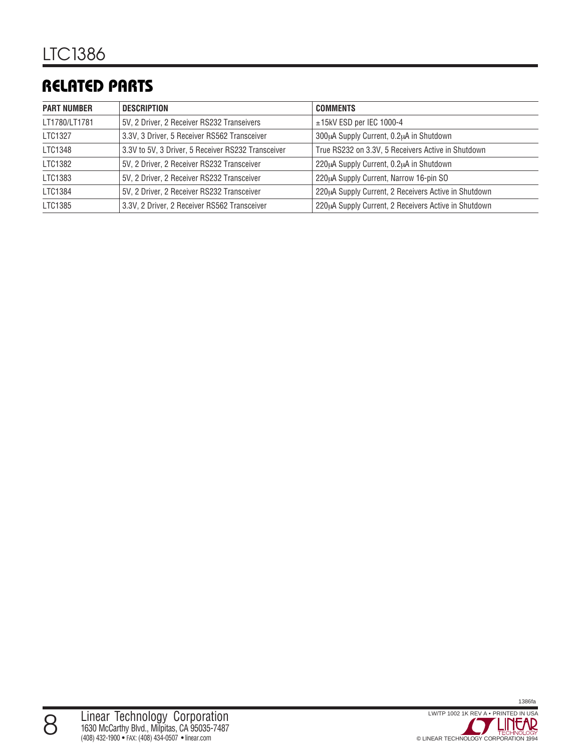## RELATED PARTS

| PART NUMBER | DESCRIPTION | COMMENTS |
|---|---|---|
| LT1780/LT1781 | 5V, 2 Driver, 2 Receiver RS232 Transeivers | ±15kV ESD per IEC 1000-4 |
| LTC1327 | 3.3V, 3 Driver, 5 Receiver RS562 Transceiver | 300μA Supply Current, 0.2μA in Shutdown |
| LTC1348 | 3.3V to 5V, 3 Driver, 5 Receiver RS232 Transceiver | True RS232 on 3.3V, 5 Receivers Active in Shutdown |
| LTC1382 | 5V, 2 Driver, 2 Receiver RS232 Transceiver | 220μA Supply Current, 0.2μA in Shutdown |
| LTC1383 | 5V, 2 Driver, 2 Receiver RS232 Transceiver | 220μA Supply Current, Narrow 16-pin SO |
| LTC1384 | 5V, 2 Driver, 2 Receiver RS232 Transceiver | 220μA Supply Current, 2 Receivers Active in Shutdown |
| LTC1385 | 3.3V, 2 Driver, 2 Receiver RS562 Transceiver | 220μA Supply Current, 2 Receivers Active in Shutdown |

1386fa

Linear Technology Corporation
1630 McCarthy Blvd., Milpitas, CA 95035-7487
(408) 432-1900 • FAX: (408) 434-0507 • linear.com

LW/TP 1002 1K REV A • PRINTED IN USA

© LINEAR TECHNOLOGY CORPORATION 1994